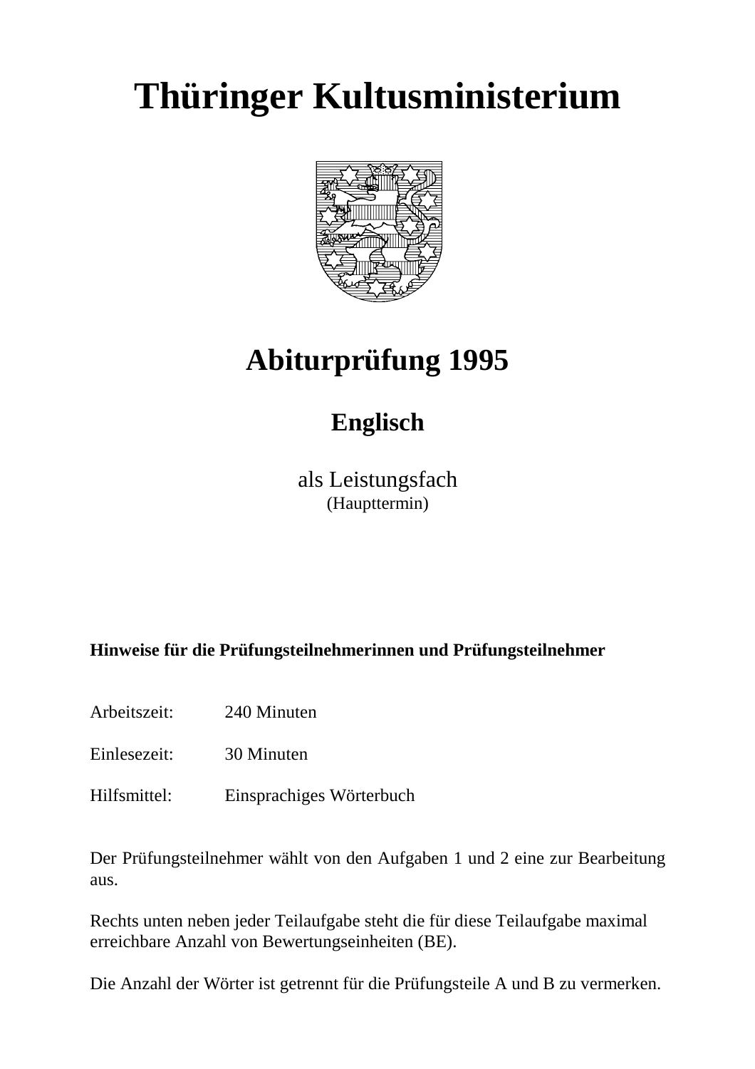# Thüringer Kultusministerium

# Abiturprüfung 1995

## Englisch

als Leistungsfach
(Haupttermin)

**Hinweise für die Prüfungsteilnehmerinnen und Prüfungsteilnehmer**

Arbeitszeit: 240 Minuten

Einlesezeit: 30 Minuten

Hilfsmittel: Einsprachiges Wörterbuch

Der Prüfungsteilnehmer wählt von den Aufgaben 1 und 2 eine zur Bearbeitung aus.

Rechts unten neben jeder Teilaufgabe steht die für diese Teilaufgabe maximal erreichbare Anzahl von Bewertungseinheiten (BE).

Die Anzahl der Wörter ist getrennt für die Prüfungsteile A und B zu vermerken.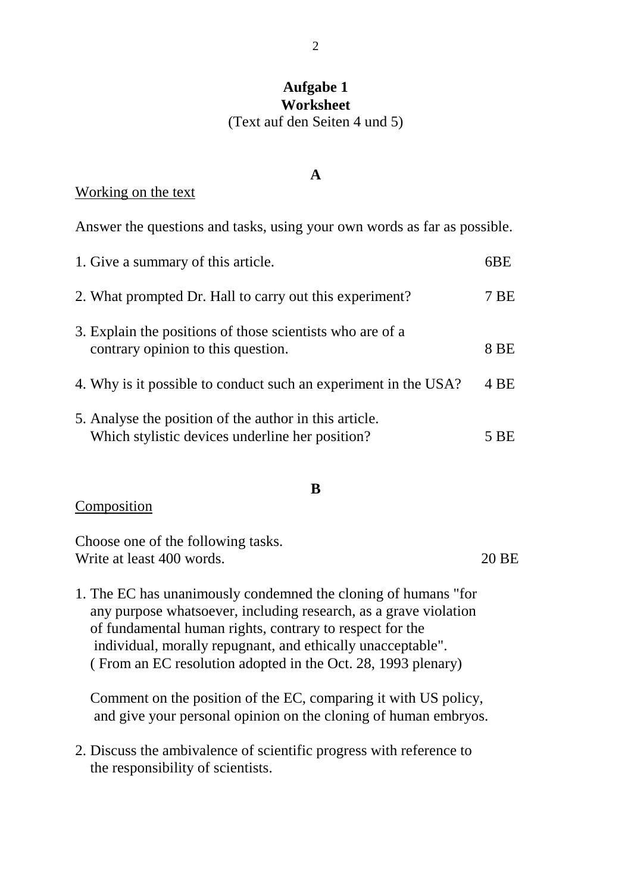# Aufgabe 1
## Worksheet
(Text auf den Seiten 4 und 5)

### A

Working on the text

Answer the questions and tasks, using your own words as far as possible.

1. Give a summary of this article. 6BE

2. What prompted Dr. Hall to carry out this experiment? 7 BE

3. Explain the positions of those scientists who are of a contrary opinion to this question. 8 BE

4. Why is it possible to conduct such an experiment in the USA? 4 BE

5. Analyse the position of the author in this article. Which stylistic devices underline her position? 5 BE

### B

Composition

Choose one of the following tasks.
Write at least 400 words. 20 BE

1. The EC has unanimously condemned the cloning of humans "for any purpose whatsoever, including research, as a grave violation of fundamental human rights, contrary to respect for the individual, morally repugnant, and ethically unacceptable".
   ( From an EC resolution adopted in the Oct. 28, 1993 plenary)

   Comment on the position of the EC, comparing it with US policy, and give your personal opinion on the cloning of human embryos.

2. Discuss the ambivalence of scientific progress with reference to the responsibility of scientists.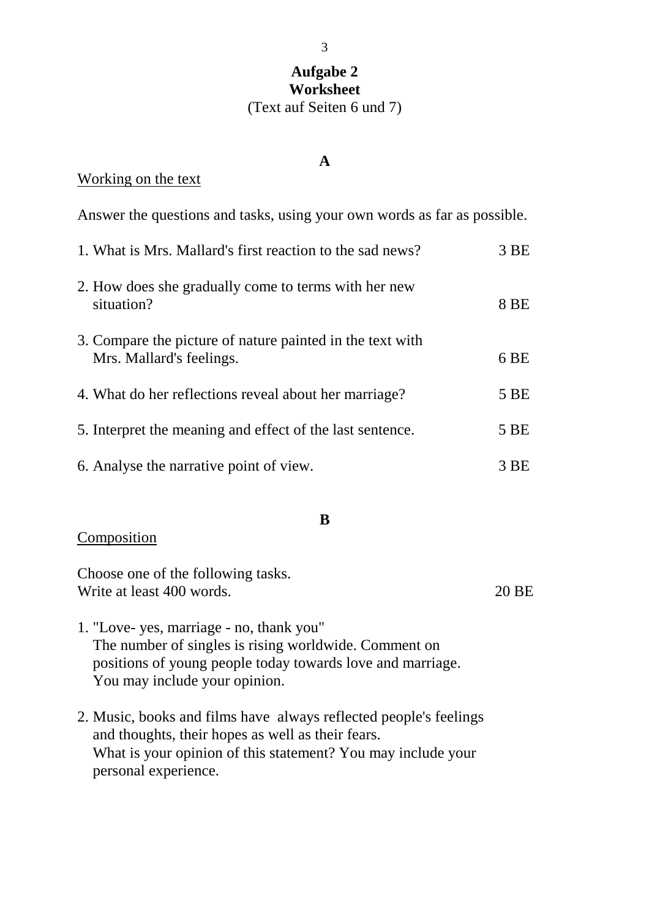# Aufgabe 2
## Worksheet
(Text auf Seiten 6 und 7)

### A

<u>Working on the text</u>

Answer the questions and tasks, using your own words as far as possible.

| | |
|---|---|
| 1. What is Mrs. Mallard's first reaction to the sad news? | 3 BE |
| 2. How does she gradually come to terms with her new situation? | 8 BE |
| 3. Compare the picture of nature painted in the text with Mrs. Mallard's feelings. | 6 BE |
| 4. What do her reflections reveal about her marriage? | 5 BE |
| 5. Interpret the meaning and effect of the last sentence. | 5 BE |
| 6. Analyse the narrative point of view. | 3 BE |

### B

<u>Composition</u>

Choose one of the following tasks.
Write at least 400 words. 20 BE

1. "Love- yes, marriage - no, thank you"
   The number of singles is rising worldwide. Comment on positions of young people today towards love and marriage. You may include your opinion.

2. Music, books and films have always reflected people's feelings and thoughts, their hopes as well as their fears.
   What is your opinion of this statement? You may include your personal experience.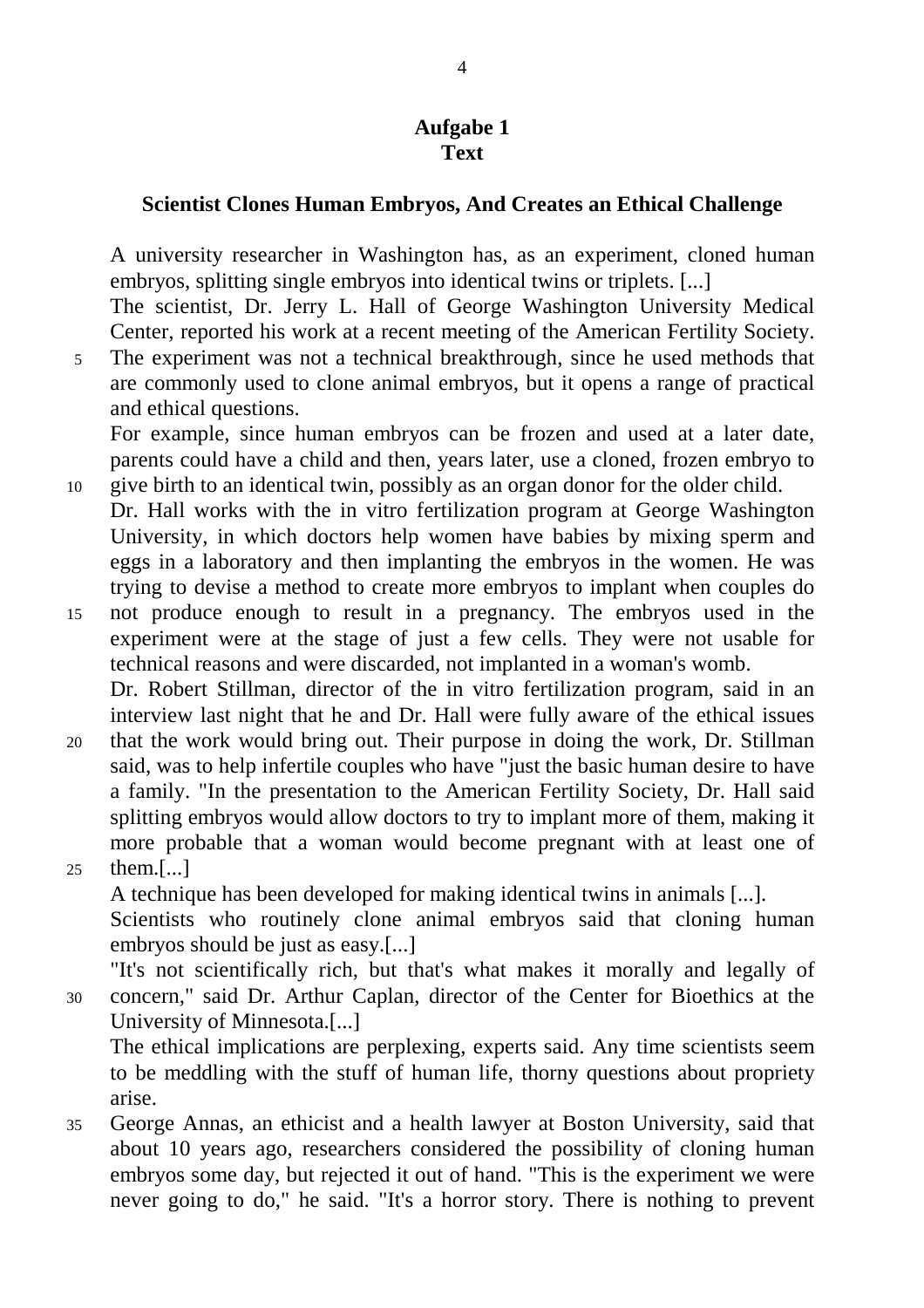## Aufgabe 1
## Text

### Scientist Clones Human Embryos, And Creates an Ethical Challenge

A university researcher in Washington has, as an experiment, cloned human embryos, splitting single embryos into identical twins or triplets. [...]
The scientist, Dr. Jerry L. Hall of George Washington University Medical Center, reported his work at a recent meeting of the American Fertility Society. The experiment was not a technical breakthrough, since he used methods that are commonly used to clone animal embryos, but it opens a range of practical and ethical questions.
For example, since human embryos can be frozen and used at a later date, parents could have a child and then, years later, use a cloned, frozen embryo to give birth to an identical twin, possibly as an organ donor for the older child.
Dr. Hall works with the in vitro fertilization program at George Washington University, in which doctors help women have babies by mixing sperm and eggs in a laboratory and then implanting the embryos in the women. He was trying to devise a method to create more embryos to implant when couples do not produce enough to result in a pregnancy. The embryos used in the experiment were at the stage of just a few cells. They were not usable for technical reasons and were discarded, not implanted in a woman's womb.
Dr. Robert Stillman, director of the in vitro fertilization program, said in an interview last night that he and Dr. Hall were fully aware of the ethical issues that the work would bring out. Their purpose in doing the work, Dr. Stillman said, was to help infertile couples who have "just the basic human desire to have a family. "In the presentation to the American Fertility Society, Dr. Hall said splitting embryos would allow doctors to try to implant more of them, making it more probable that a woman would become pregnant with at least one of them.[...]
A technique has been developed for making identical twins in animals [...].
Scientists who routinely clone animal embryos said that cloning human embryos should be just as easy.[...]
"It's not scientifically rich, but that's what makes it morally and legally of concern," said Dr. Arthur Caplan, director of the Center for Bioethics at the University of Minnesota.[...]
The ethical implications are perplexing, experts said. Any time scientists seem to be meddling with the stuff of human life, thorny questions about propriety arise.
George Annas, an ethicist and a health lawyer at Boston University, said that about 10 years ago, researchers considered the possibility of cloning human embryos some day, but rejected it out of hand. "This is the experiment we were never going to do," he said. "It's a horror story. There is nothing to prevent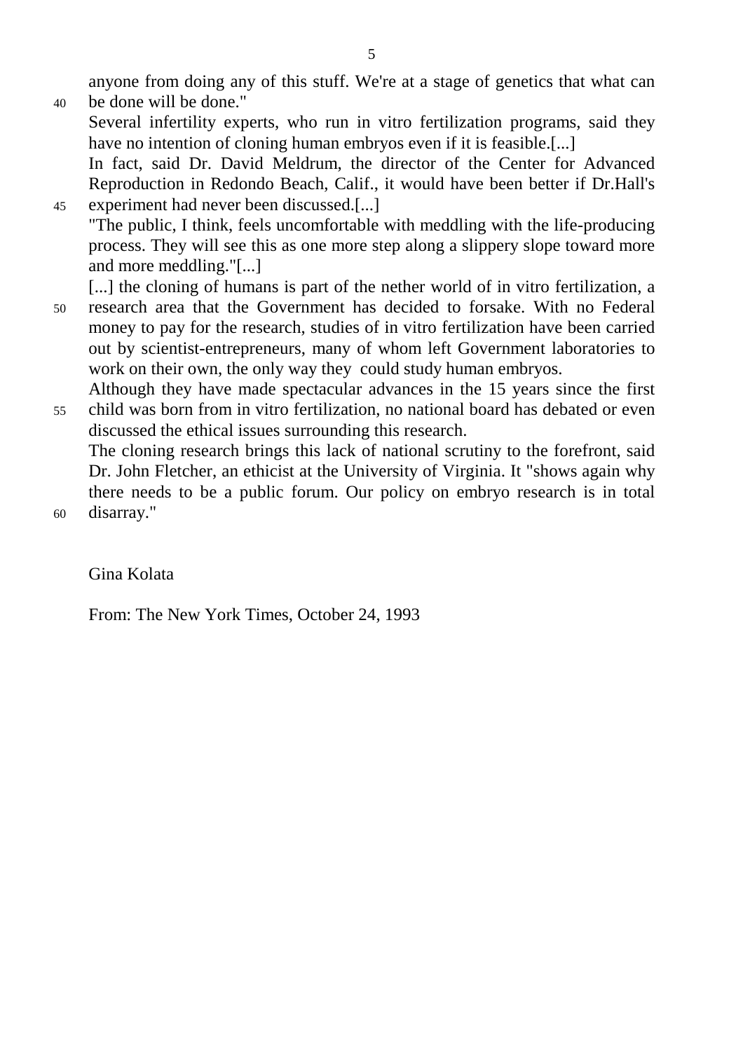anyone from doing any of this stuff. We're at a stage of genetics that what can be done will be done."

Several infertility experts, who run in vitro fertilization programs, said they have no intention of cloning human embryos even if it is feasible.[...]

In fact, said Dr. David Meldrum, the director of the Center for Advanced Reproduction in Redondo Beach, Calif., it would have been better if Dr.Hall's experiment had never been discussed.[...]

"The public, I think, feels uncomfortable with meddling with the life-producing process. They will see this as one more step along a slippery slope toward more and more meddling."[...]

[...] the cloning of humans is part of the nether world of in vitro fertilization, a research area that the Government has decided to forsake. With no Federal money to pay for the research, studies of in vitro fertilization have been carried out by scientist-entrepreneurs, many of whom left Government laboratories to work on their own, the only way they could study human embryos.

Although they have made spectacular advances in the 15 years since the first child was born from in vitro fertilization, no national board has debated or even discussed the ethical issues surrounding this research.

The cloning research brings this lack of national scrutiny to the forefront, said Dr. John Fletcher, an ethicist at the University of Virginia. It "shows again why there needs to be a public forum. Our policy on embryo research is in total disarray."

Gina Kolata

From: The New York Times, October 24, 1993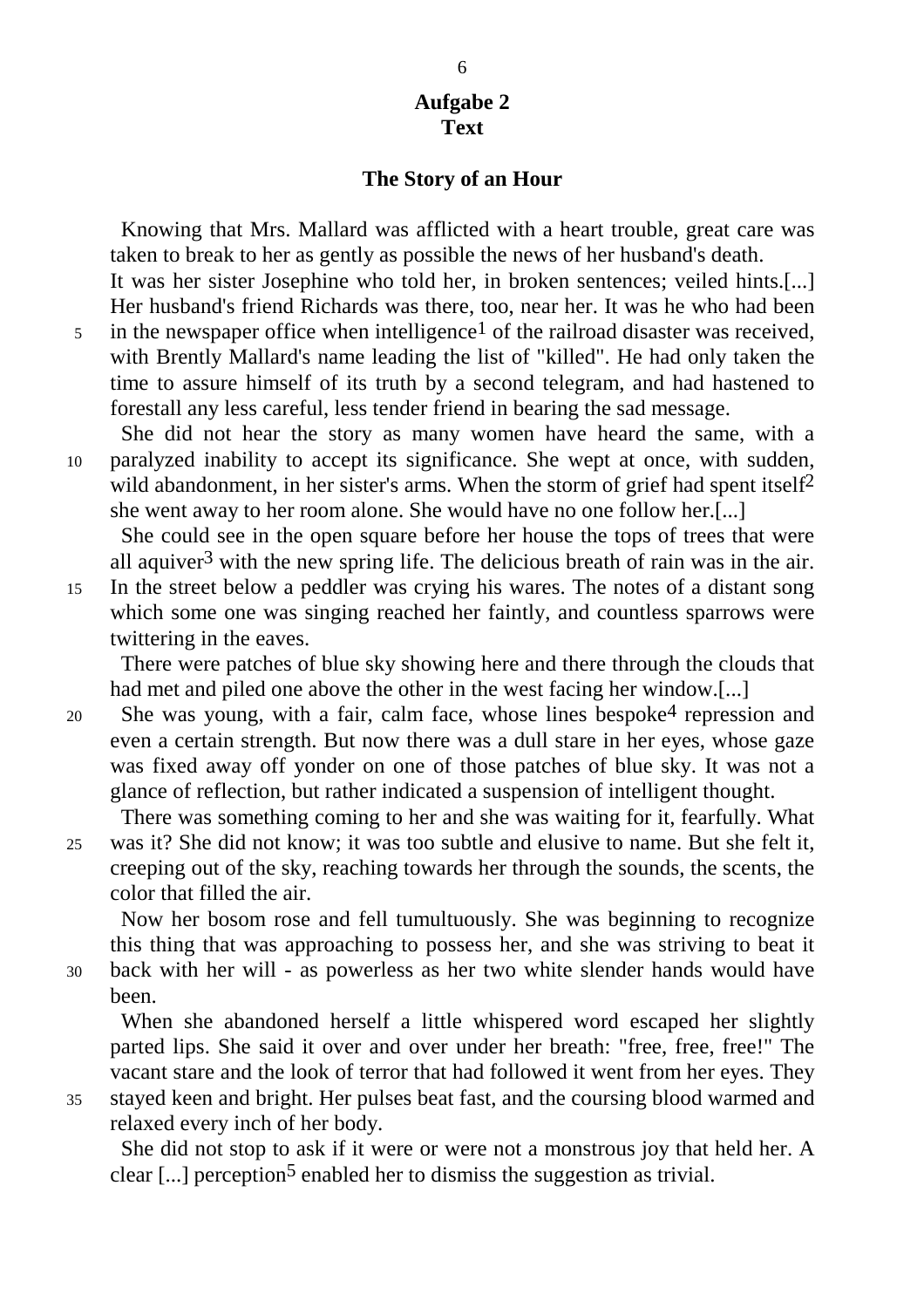**Aufgabe 2**
**Text**

## The Story of an Hour

Knowing that Mrs. Mallard was afflicted with a heart trouble, great care was taken to break to her as gently as possible the news of her husband's death. It was her sister Josephine who told her, in broken sentences; veiled hints.[...] Her husband's friend Richards was there, too, near her. It was he who had been in the newspaper office when intelligence[1] of the railroad disaster was received, with Brently Mallard's name leading the list of "killed". He had only taken the time to assure himself of its truth by a second telegram, and had hastened to forestall any less careful, less tender friend in bearing the sad message.

She did not hear the story as many women have heard the same, with a paralyzed inability to accept its significance. She wept at once, with sudden, wild abandonment, in her sister's arms. When the storm of grief had spent itself[2] she went away to her room alone. She would have no one follow her.[...]

She could see in the open square before her house the tops of trees that were all aquiver[3] with the new spring life. The delicious breath of rain was in the air. In the street below a peddler was crying his wares. The notes of a distant song which some one was singing reached her faintly, and countless sparrows were twittering in the eaves.

There were patches of blue sky showing here and there through the clouds that had met and piled one above the other in the west facing her window.[...]

She was young, with a fair, calm face, whose lines bespoke[4] repression and even a certain strength. But now there was a dull stare in her eyes, whose gaze was fixed away off yonder on one of those patches of blue sky. It was not a glance of reflection, but rather indicated a suspension of intelligent thought.

There was something coming to her and she was waiting for it, fearfully. What was it? She did not know; it was too subtle and elusive to name. But she felt it, creeping out of the sky, reaching towards her through the sounds, the scents, the color that filled the air.

Now her bosom rose and fell tumultuously. She was beginning to recognize this thing that was approaching to possess her, and she was striving to beat it back with her will - as powerless as her two white slender hands would have been.

When she abandoned herself a little whispered word escaped her slightly parted lips. She said it over and over under her breath: "free, free, free!" The vacant stare and the look of terror that had followed it went from her eyes. They stayed keen and bright. Her pulses beat fast, and the coursing blood warmed and relaxed every inch of her body.

She did not stop to ask if it were or were not a monstrous joy that held her. A clear [...] perception[5] enabled her to dismiss the suggestion as trivial.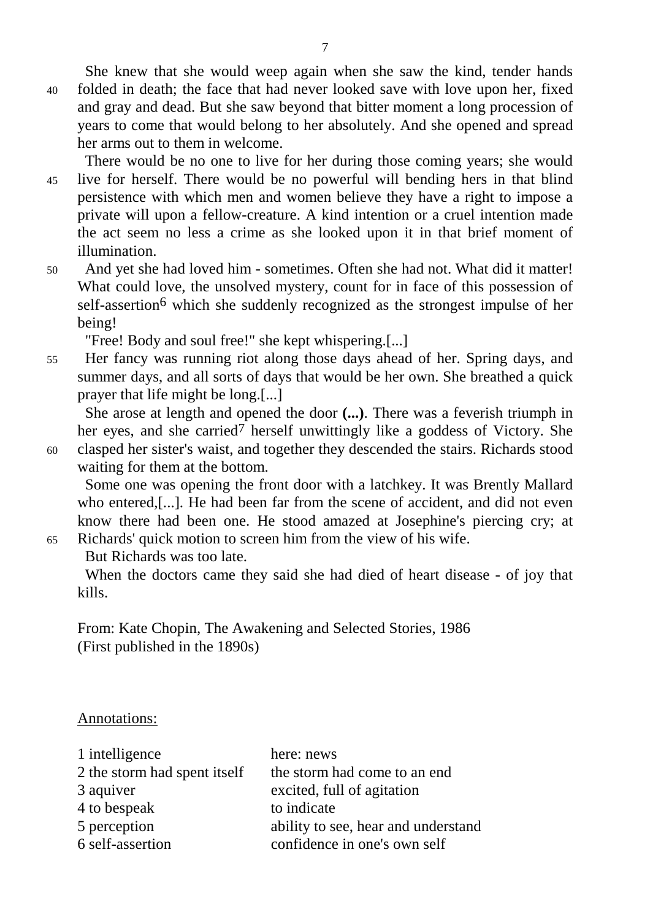She knew that she would weep again when she saw the kind, tender hands folded in death; the face that had never looked save with love upon her, fixed and gray and dead. But she saw beyond that bitter moment a long procession of years to come that would belong to her absolutely. And she opened and spread her arms out to them in welcome.

There would be no one to live for her during those coming years; she would live for herself. There would be no powerful will bending hers in that blind persistence with which men and women believe they have a right to impose a private will upon a fellow-creature. A kind intention or a cruel intention made the act seem no less a crime as she looked upon it in that brief moment of illumination.

And yet she had loved him - sometimes. Often she had not. What did it matter! What could love, the unsolved mystery, count for in face of this possession of self-assertion[6] which she suddenly recognized as the strongest impulse of her being!

"Free! Body and soul free!" she kept whispering.[...]

Her fancy was running riot along those days ahead of her. Spring days, and summer days, and all sorts of days that would be her own. She breathed a quick prayer that life might be long.[...]

She arose at length and opened the door **(...)**. There was a feverish triumph in her eyes, and she carried[7] herself unwittingly like a goddess of Victory. She clasped her sister's waist, and together they descended the stairs. Richards stood waiting for them at the bottom.

Some one was opening the front door with a latchkey. It was Brently Mallard who entered,[...]. He had been far from the scene of accident, and did not even know there had been one. He stood amazed at Josephine's piercing cry; at Richards' quick motion to screen him from the view of his wife.

But Richards was too late.

When the doctors came they said she had died of heart disease - of joy that kills.

From: Kate Chopin, The Awakening and Selected Stories, 1986
(First published in the 1890s)

Annotations:

| | |
|---|---|
| 1 intelligence | here: news |
| 2 the storm had spent itself | the storm had come to an end |
| 3 aquiver | excited, full of agitation |
| 4 to bespeak | to indicate |
| 5 perception | ability to see, hear and understand |
| 6 self-assertion | confidence in one's own self |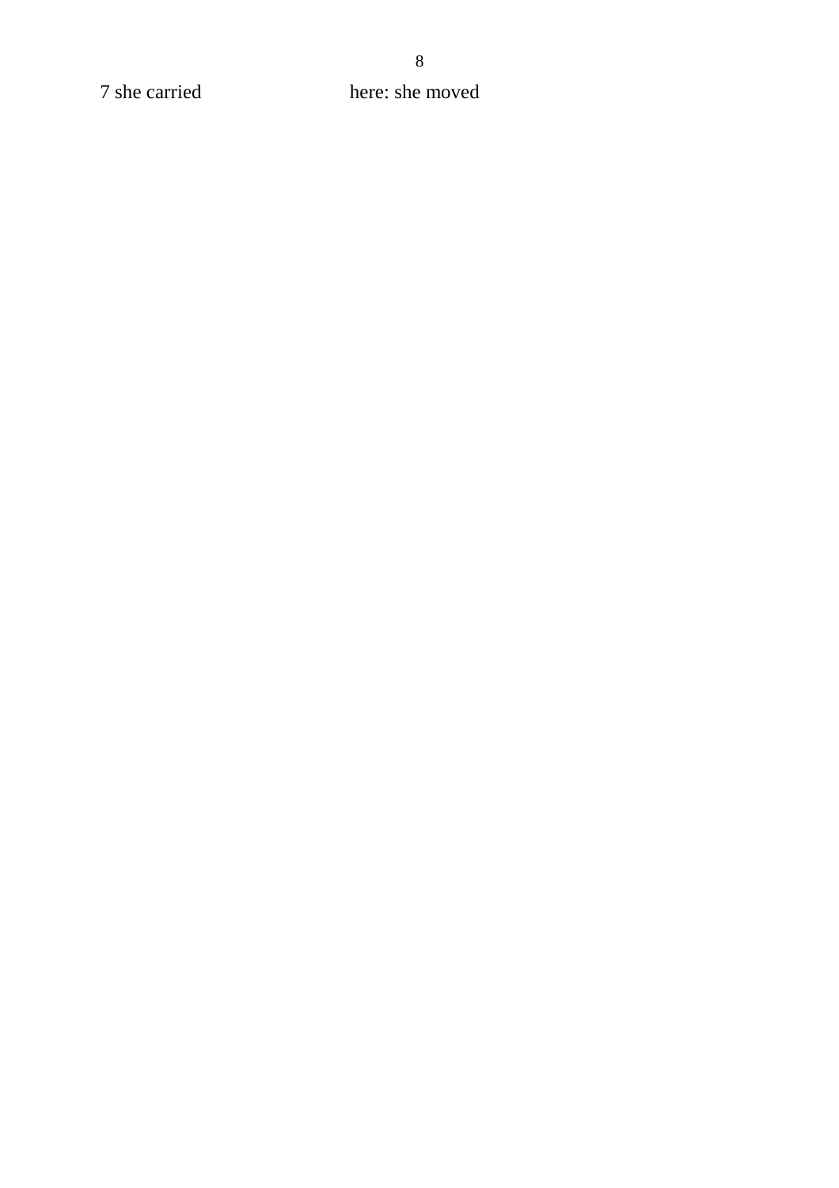| | |
|---|---|
| 7 she carried | here: she moved |